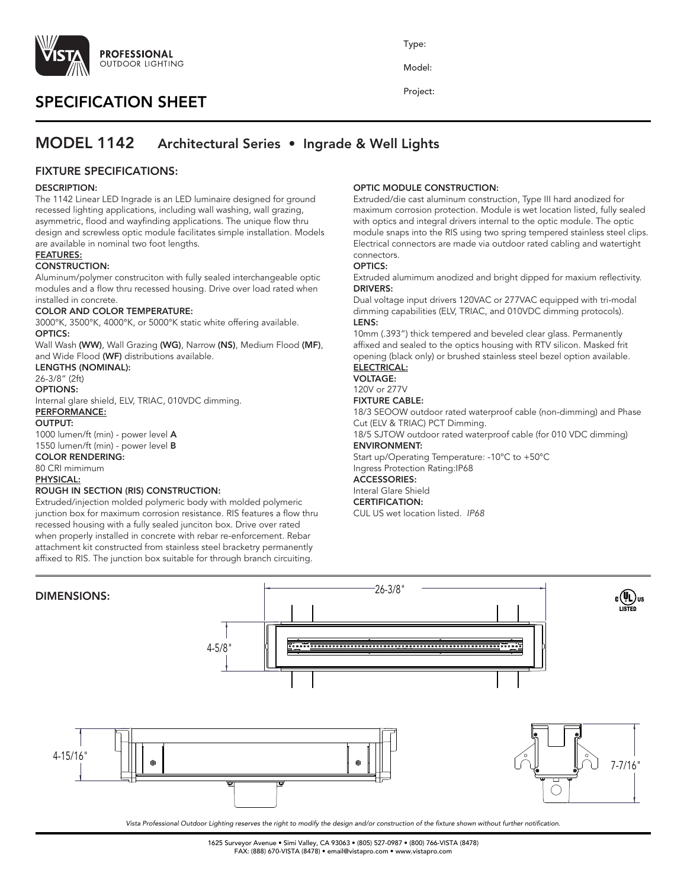PROFESSIONAL
OUTDOOR LIGHTING

Type:

Model:

Project:

# SPECIFICATION SHEET

## MODEL 1142 Architectural Series • Ingrade & Well Lights

### FIXTURE SPECIFICATIONS:

**DESCRIPTION:**
The 1142 Linear LED Ingrade is an LED luminaire designed for ground recessed lighting applications, including wall washing, wall grazing, asymmetric, flood and wayfinding applications. The unique flow thru design and screwless optic module facilitates simple installation. Models are available in nominal two foot lengths.

**FEATURES:**

**CONSTRUCTION:**
Aluminum/polymer construciton with fully sealed interchangeable optic modules and a flow thru recessed housing. Drive over load rated when installed in concrete.

**COLOR AND COLOR TEMPERATURE:**
3000°K, 3500°K, 4000°K, or 5000°K static white offering available.

**OPTICS:**
Wall Wash **(WW)**, Wall Grazing **(WG)**, Narrow **(NS)**, Medium Flood **(MF)**, and Wide Flood **(WF)** distributions available.

**LENGTHS (NOMINAL):**
26-3/8" (2ft)

**OPTIONS:**
Internal glare shield, ELV, TRIAC, 010VDC dimming.

**PERFORMANCE:**

**OUTPUT:**
1000 lumen/ft (min) - power level **A**
1550 lumen/ft (min) - power level **B**

**COLOR RENDERING:**
80 CRI mimimum

**PHYSICAL:**

**ROUGH IN SECTION (RIS) CONSTRUCTION:**
Extruded/injection molded polymeric body with molded polymeric junction box for maximum corrosion resistance. RIS features a flow thru recessed housing with a fully sealed junciton box. Drive over rated when properly installed in concrete with rebar re-enforcement. Rebar attachment kit constructed from stainless steel bracketry permanently affixed to RIS. The junction box suitable for through branch circuiting.

**OPTIC MODULE CONSTRUCTION:**
Extruded/die cast aluminum construction, Type III hard anodized for maximum corrosion protection. Module is wet location listed, fully sealed with optics and integral drivers internal to the optic module. The optic module snaps into the RIS using two spring tempered stainless steel clips. Electrical connectors are made via outdoor rated cabling and watertight connectors.

**OPTICS:**
Extruded alumimum anodized and bright dipped for maxium reflectivity.

**DRIVERS:**
Dual voltage input drivers 120VAC or 277VAC equipped with tri-modal dimming capabilities (ELV, TRIAC, and 010VDC dimming protocols).

**LENS:**
10mm (.393") thick tempered and beveled clear glass. Permanently affixed and sealed to the optics housing with RTV silicon. Masked frit opening (black only) or brushed stainless steel bezel option available.

**ELECTRICAL:**

**VOLTAGE:**
120V or 277V

**FIXTURE CABLE:**
18/3 SEOOW outdoor rated waterproof cable (non-dimming) and Phase Cut (ELV & TRIAC) PCT Dimming.
18/5 SJTOW outdoor rated waterproof cable (for 010 VDC dimming)

**ENVIRONMENT:**
Start up/Operating Temperature: -10°C to +50°C
Ingress Protection Rating:IP68

**ACCESSORIES:**
Interal Glare Shield

**CERTIFICATION:**
CUL US wet location listed. *IP68*

### DIMENSIONS:

26-3/8"

4-5/8"

4-15/16"

7-7/16"

c UL us LISTED

*Vista Professional Outdoor Lighting reserves the right to modify the design and/or construction of the fixture shown without further notification.*

1625 Surveyor Avenue • Simi Valley, CA 93063 • (805) 527-0987 • (800) 766-VISTA (8478)
FAX: (888) 670-VISTA (8478) • email@vistapro.com • www.vistapro.com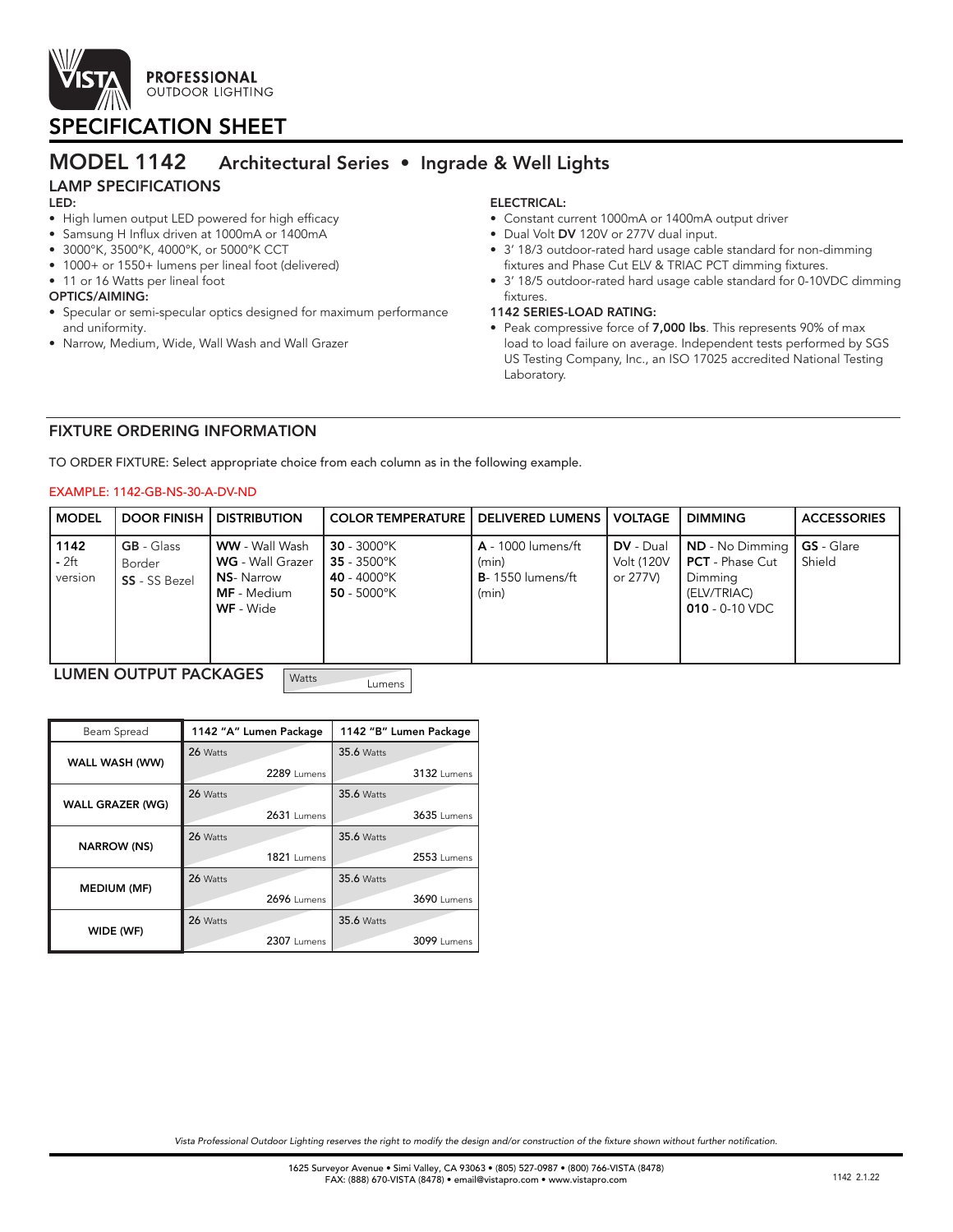PROFESSIONAL
OUTDOOR LIGHTING

# SPECIFICATION SHEET

## MODEL 1142 Architectural Series • Ingrade & Well Lights

### LAMP SPECIFICATIONS

**LED:**

- High lumen output LED powered for high efficacy
- Samsung H Influx driven at 1000mA or 1400mA
- 3000°K, 3500°K, 4000°K, or 5000°K CCT
- 1000+ or 1550+ lumens per lineal foot (delivered)
- 11 or 16 Watts per lineal foot

**OPTICS/AIMING:**

- Specular or semi-specular optics designed for maximum performance and uniformity.
- Narrow, Medium, Wide, Wall Wash and Wall Grazer

**ELECTRICAL:**

- Constant current 1000mA or 1400mA output driver
- Dual Volt **DV** 120V or 277V dual input.
- 3' 18/3 outdoor-rated hard usage cable standard for non-dimming fixtures and Phase Cut ELV & TRIAC PCT dimming fixtures.
- 3' 18/5 outdoor-rated hard usage cable standard for 0-10VDC dimming fixtures.

**1142 SERIES-LOAD RATING:**

- Peak compressive force of **7,000 lbs**. This represents 90% of max load to load failure on average. Independent tests performed by SGS US Testing Company, Inc., an ISO 17025 accredited National Testing Laboratory.

### FIXTURE ORDERING INFORMATION

TO ORDER FIXTURE: Select appropriate choice from each column as in the following example.

EXAMPLE: 1142-GB-NS-30-A-DV-ND

| MODEL | DOOR FINISH | DISTRIBUTION | COLOR TEMPERATURE | DELIVERED LUMENS | VOLTAGE | DIMMING | ACCESSORIES |
|---|---|---|---|---|---|---|---|
| **1142** - 2ft version | **GB** - Glass Border<br>**SS** - SS Bezel | **WW** - Wall Wash<br>**WG** - Wall Grazer<br>**NS**- Narrow<br>**MF** - Medium<br>**WF** - Wide | **30** - 3000°K<br>**35** - 3500°K<br>**40** - 4000°K<br>**50** - 5000°K | **A** - 1000 lumens/ft (min)<br>**B**- 1550 lumens/ft (min) | **DV** - Dual Volt (120V or 277V) | **ND** - No Dimming<br>**PCT** - Phase Cut Dimming (ELV/TRIAC)<br>**010** - 0-10 VDC | **GS** - Glare Shield |

### LUMEN OUTPUT PACKAGES

Watts / Lumens

| Beam Spread | 1142 "A" Lumen Package | 1142 "B" Lumen Package |
|---|---|---|
| **WALL WASH (WW)** | 26 Watts / 2289 Lumens | 35.6 Watts / 3132 Lumens |
| **WALL GRAZER (WG)** | 26 Watts / 2631 Lumens | 35.6 Watts / 3635 Lumens |
| **NARROW (NS)** | 26 Watts / 1821 Lumens | 35.6 Watts / 2553 Lumens |
| **MEDIUM (MF)** | 26 Watts / 2696 Lumens | 35.6 Watts / 3690 Lumens |
| **WIDE (WF)** | 26 Watts / 2307 Lumens | 35.6 Watts / 3099 Lumens |

*Vista Professional Outdoor Lighting reserves the right to modify the design and/or construction of the fixture shown without further notification.*

1625 Surveyor Avenue • Simi Valley, CA 93063 • (805) 527-0987 • (800) 766-VISTA (8478)
FAX: (888) 670-VISTA (8478) • email@vistapro.com • www.vistapro.com

1142 2.1.22